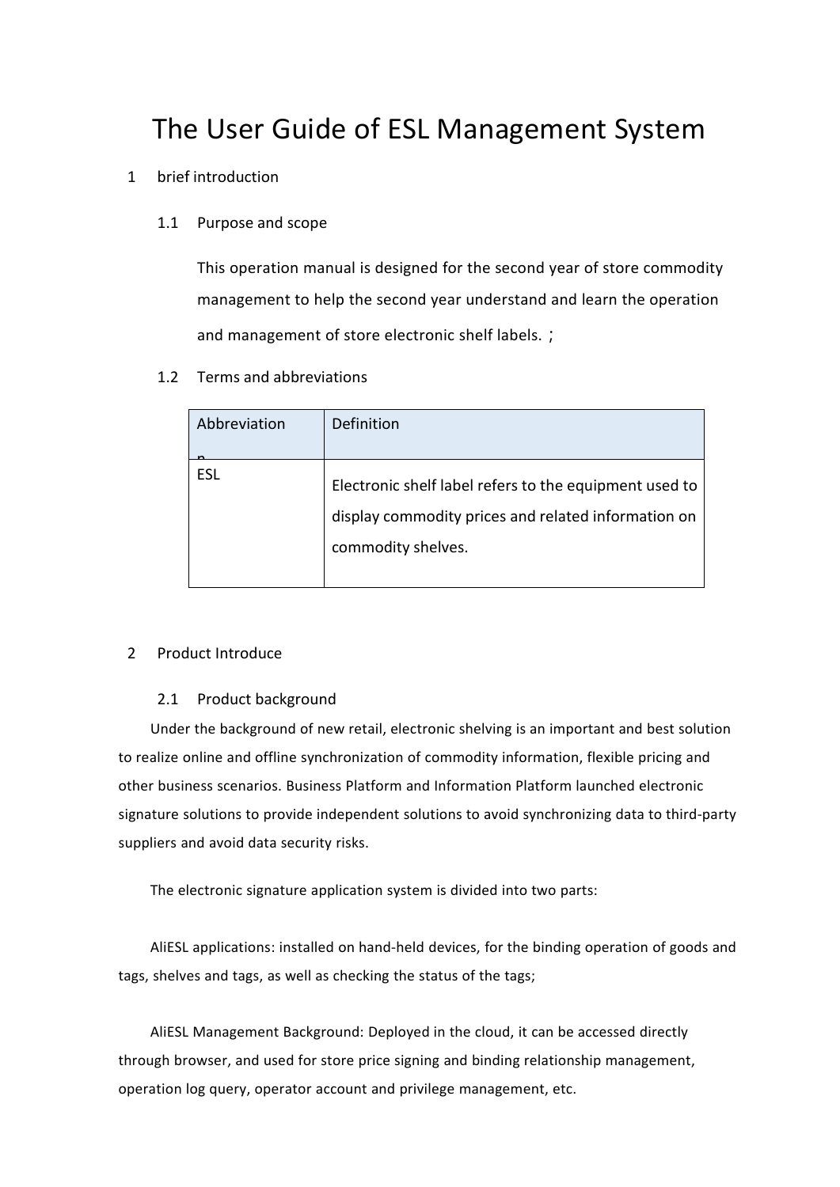# The User Guide of ESL Management System

## 1 brief introduction

### 1.1 Purpose and scope

This operation manual is designed for the second year of store commodity management to help the second year understand and learn the operation and management of store electronic shelf labels.；

### 1.2 Terms and abbreviations

| Abbreviation | Definition |
|---|---|
| ESL | Electronic shelf label refers to the equipment used to display commodity prices and related information on commodity shelves. |

## 2 Product Introduce

### 2.1 Product background

Under the background of new retail, electronic shelving is an important and best solution to realize online and offline synchronization of commodity information, flexible pricing and other business scenarios. Business Platform and Information Platform launched electronic signature solutions to provide independent solutions to avoid synchronizing data to third-party suppliers and avoid data security risks.

The electronic signature application system is divided into two parts:

AliESL applications: installed on hand-held devices, for the binding operation of goods and tags, shelves and tags, as well as checking the status of the tags;

AliESL Management Background: Deployed in the cloud, it can be accessed directly through browser, and used for store price signing and binding relationship management, operation log query, operator account and privilege management, etc.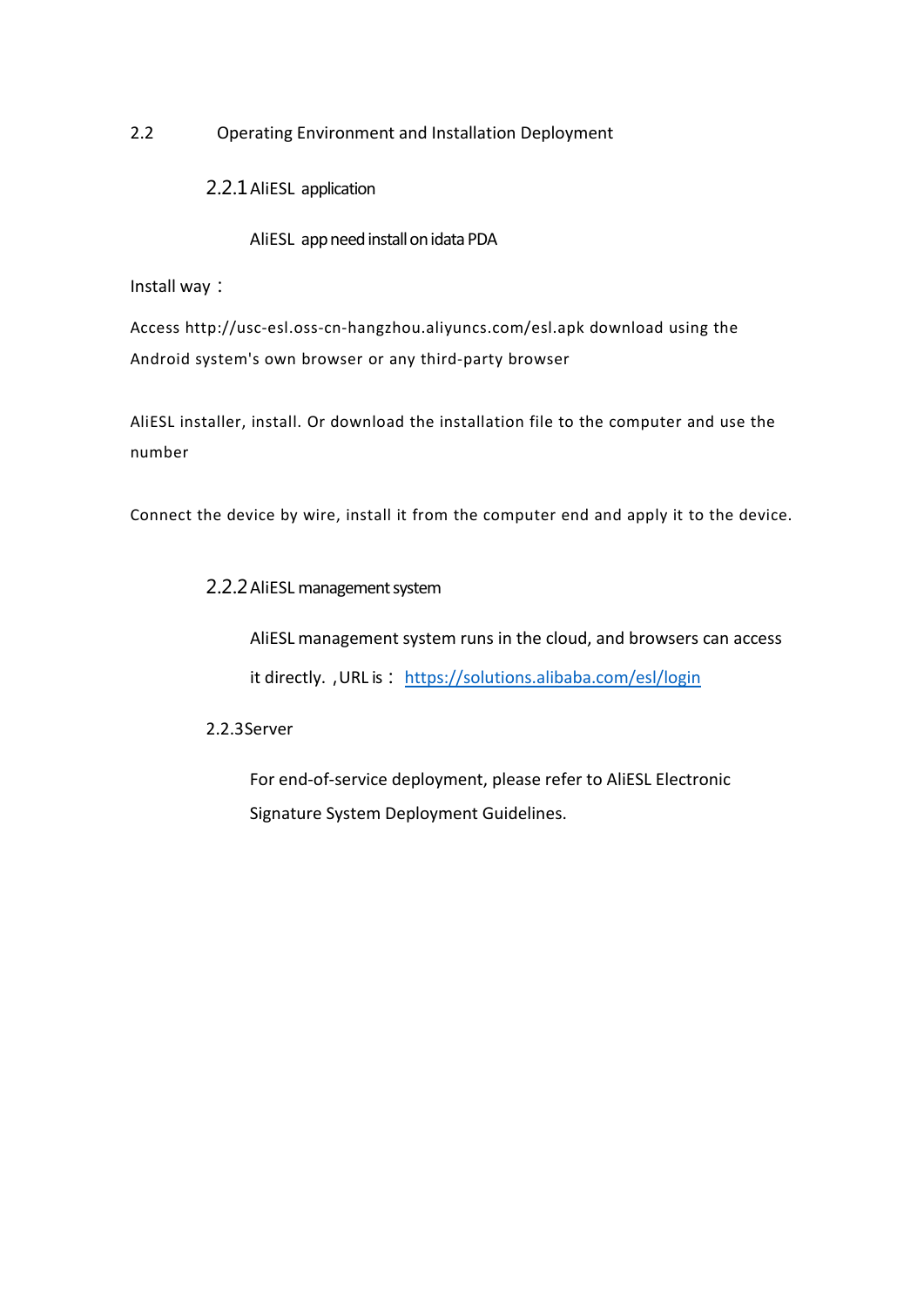## 2.2 Operating Environment and Installation Deployment

### 2.2.1 AliESL application

AliESL app need install on idata PDA

Install way：

Access http://usc-esl.oss-cn-hangzhou.aliyuncs.com/esl.apk download using the Android system's own browser or any third-party browser

AliESL installer, install. Or download the installation file to the computer and use the number

Connect the device by wire, install it from the computer end and apply it to the device.

### 2.2.2 AliESL management system

AliESL management system runs in the cloud, and browsers can access it directly. ，URL is： https://solutions.alibaba.com/esl/login

### 2.2.3 Server

For end-of-service deployment, please refer to AliESL Electronic Signature System Deployment Guidelines.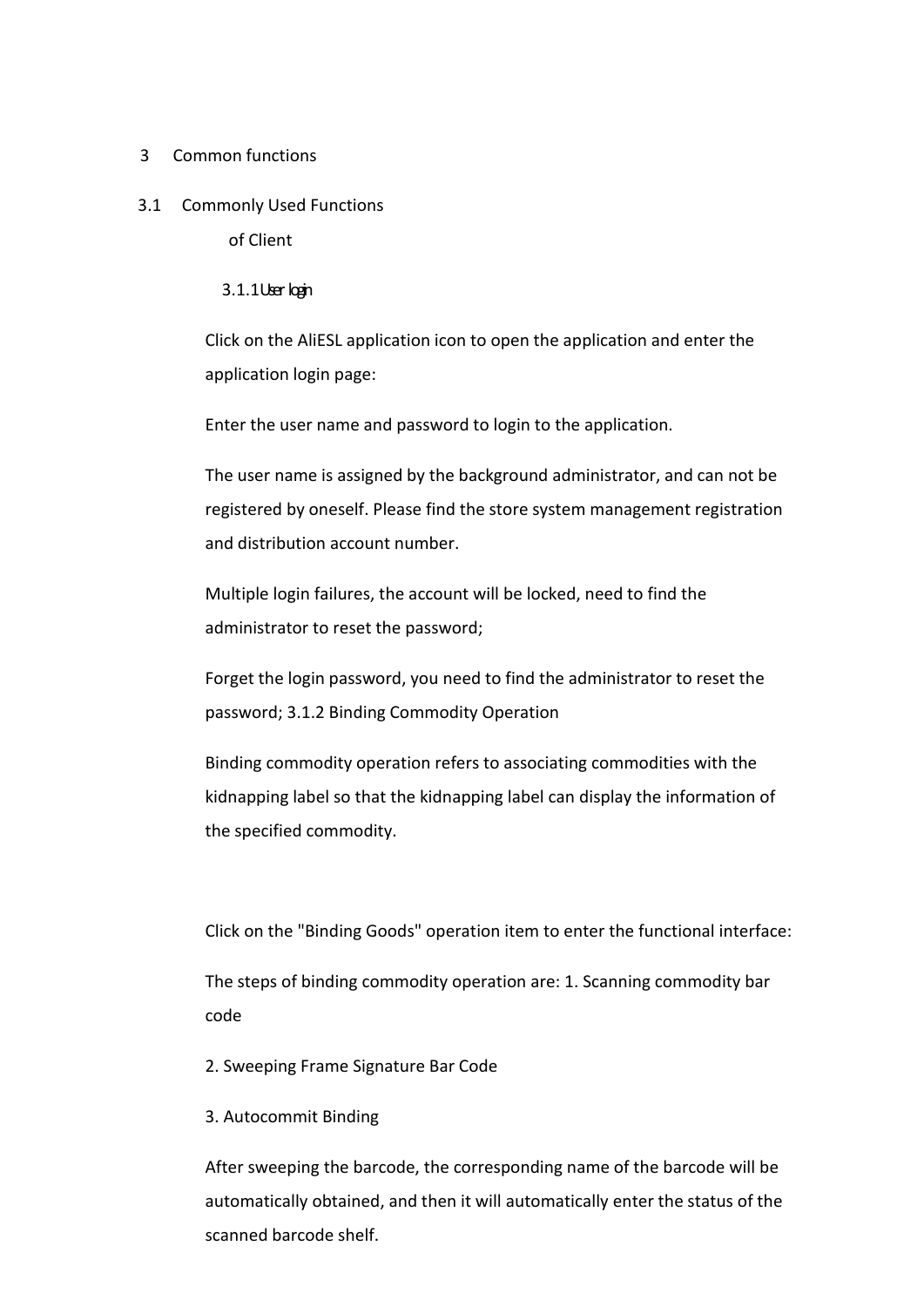# 3 Common functions

## 3.1 Commonly Used Functions of Client

### 3.1.1 User login

Click on the AliESL application icon to open the application and enter the application login page:

Enter the user name and password to login to the application.

The user name is assigned by the background administrator, and can not be registered by oneself. Please find the store system management registration and distribution account number.

Multiple login failures, the account will be locked, need to find the administrator to reset the password;

Forget the login password, you need to find the administrator to reset the password; 3.1.2 Binding Commodity Operation

Binding commodity operation refers to associating commodities with the kidnapping label so that the kidnapping label can display the information of the specified commodity.

Click on the "Binding Goods" operation item to enter the functional interface:

The steps of binding commodity operation are: 1. Scanning commodity bar code

2. Sweeping Frame Signature Bar Code

3. Autocommit Binding

After sweeping the barcode, the corresponding name of the barcode will be automatically obtained, and then it will automatically enter the status of the scanned barcode shelf.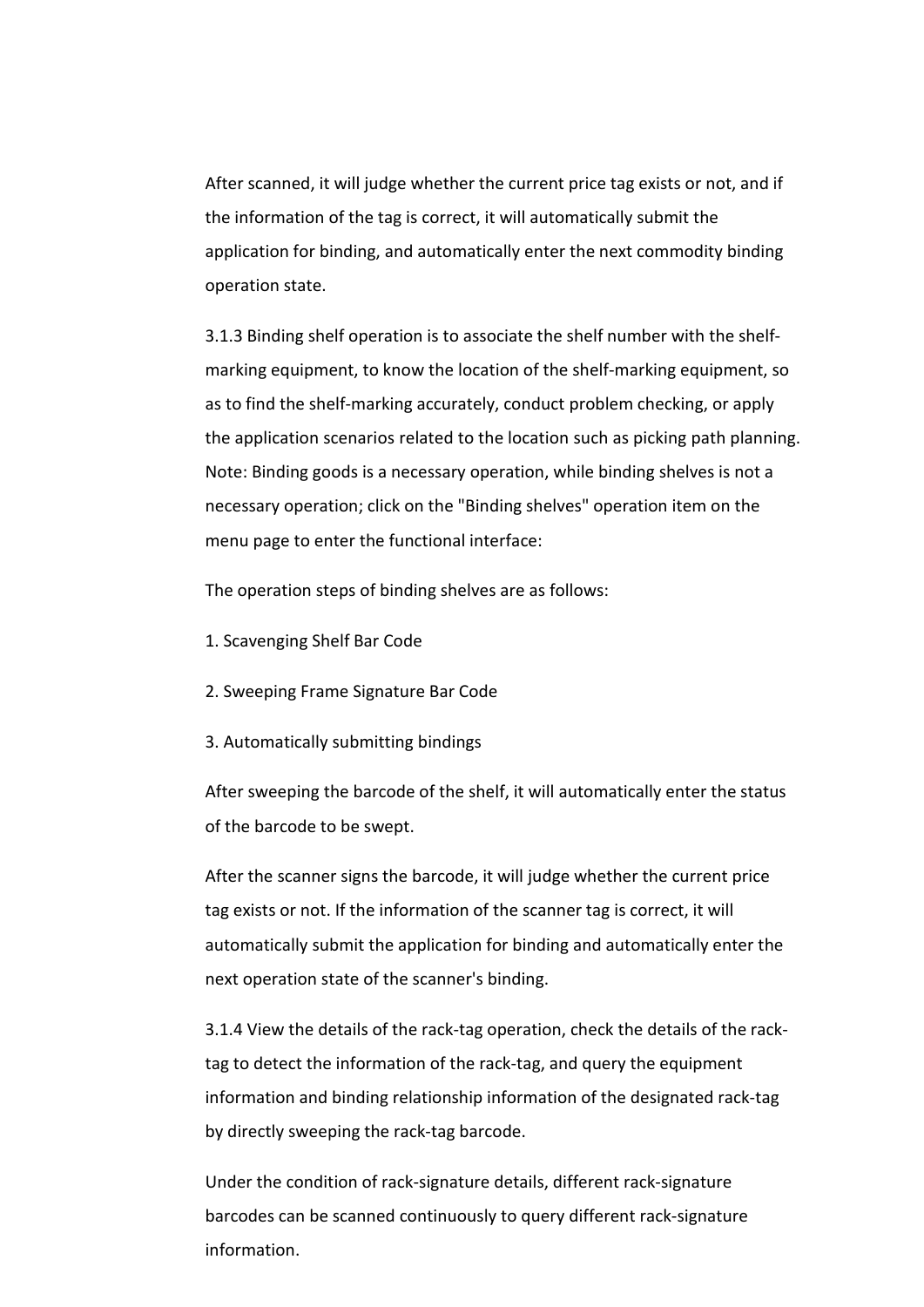After scanned, it will judge whether the current price tag exists or not, and if the information of the tag is correct, it will automatically submit the application for binding, and automatically enter the next commodity binding operation state.

3.1.3 Binding shelf operation is to associate the shelf number with the shelf-marking equipment, to know the location of the shelf-marking equipment, so as to find the shelf-marking accurately, conduct problem checking, or apply the application scenarios related to the location such as picking path planning. Note: Binding goods is a necessary operation, while binding shelves is not a necessary operation; click on the "Binding shelves" operation item on the menu page to enter the functional interface:

The operation steps of binding shelves are as follows:

1. Scavenging Shelf Bar Code

2. Sweeping Frame Signature Bar Code

3. Automatically submitting bindings

After sweeping the barcode of the shelf, it will automatically enter the status of the barcode to be swept.

After the scanner signs the barcode, it will judge whether the current price tag exists or not. If the information of the scanner tag is correct, it will automatically submit the application for binding and automatically enter the next operation state of the scanner's binding.

3.1.4 View the details of the rack-tag operation, check the details of the rack-tag to detect the information of the rack-tag, and query the equipment information and binding relationship information of the designated rack-tag by directly sweeping the rack-tag barcode.

Under the condition of rack-signature details, different rack-signature barcodes can be scanned continuously to query different rack-signature information.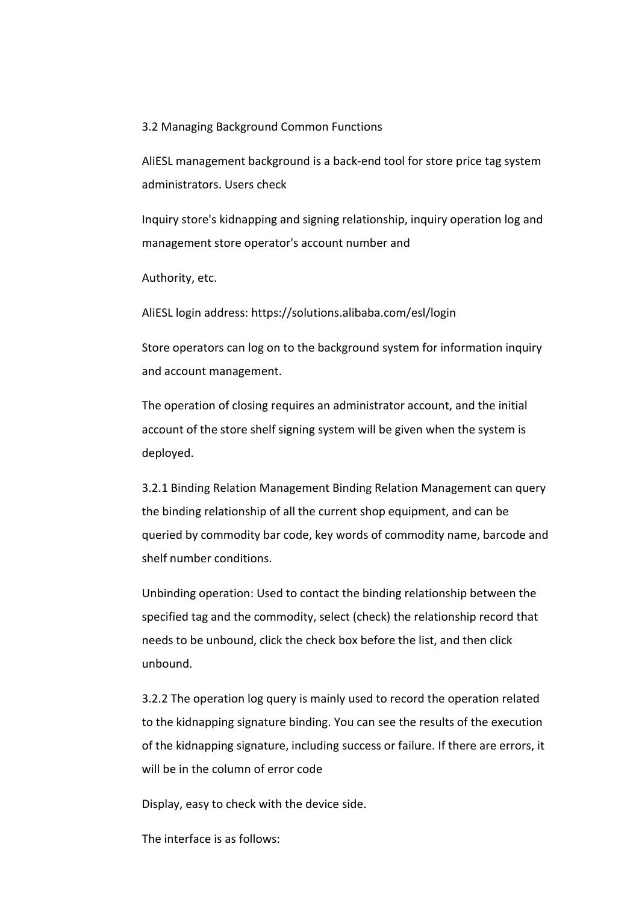## 3.2 Managing Background Common Functions

AliESL management background is a back-end tool for store price tag system administrators. Users check

Inquiry store's kidnapping and signing relationship, inquiry operation log and management store operator's account number and

Authority, etc.

AliESL login address: https://solutions.alibaba.com/esl/login

Store operators can log on to the background system for information inquiry and account management.

The operation of closing requires an administrator account, and the initial account of the store shelf signing system will be given when the system is deployed.

### 3.2.1 Binding Relation Management

Binding Relation Management can query the binding relationship of all the current shop equipment, and can be queried by commodity bar code, key words of commodity name, barcode and shelf number conditions.

Unbinding operation: Used to contact the binding relationship between the specified tag and the commodity, select (check) the relationship record that needs to be unbound, click the check box before the list, and then click unbound.

### 3.2.2 The operation log query

The operation log query is mainly used to record the operation related to the kidnapping signature binding. You can see the results of the execution of the kidnapping signature, including success or failure. If there are errors, it will be in the column of error code

Display, easy to check with the device side.

The interface is as follows: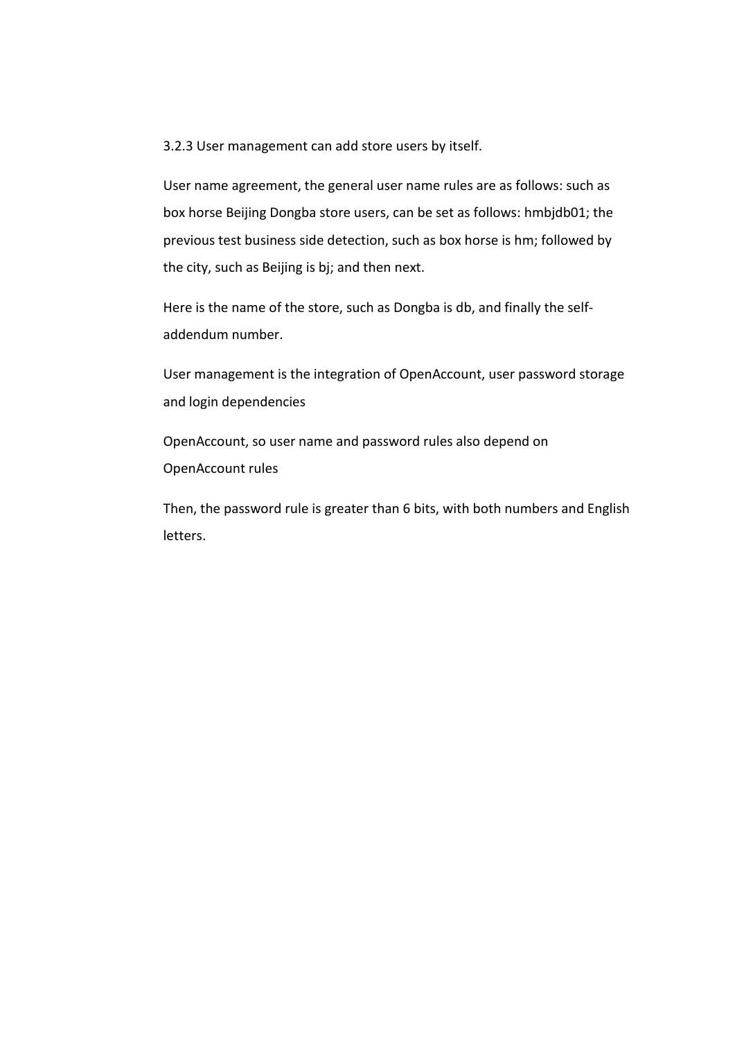### 3.2.3 User management can add store users by itself.

User name agreement, the general user name rules are as follows: such as box horse Beijing Dongba store users, can be set as follows: hmbjdb01; the previous test business side detection, such as box horse is hm; followed by the city, such as Beijing is bj; and then next.

Here is the name of the store, such as Dongba is db, and finally the self-addendum number.

User management is the integration of OpenAccount, user password storage and login dependencies

OpenAccount, so user name and password rules also depend on OpenAccount rules

Then, the password rule is greater than 6 bits, with both numbers and English letters.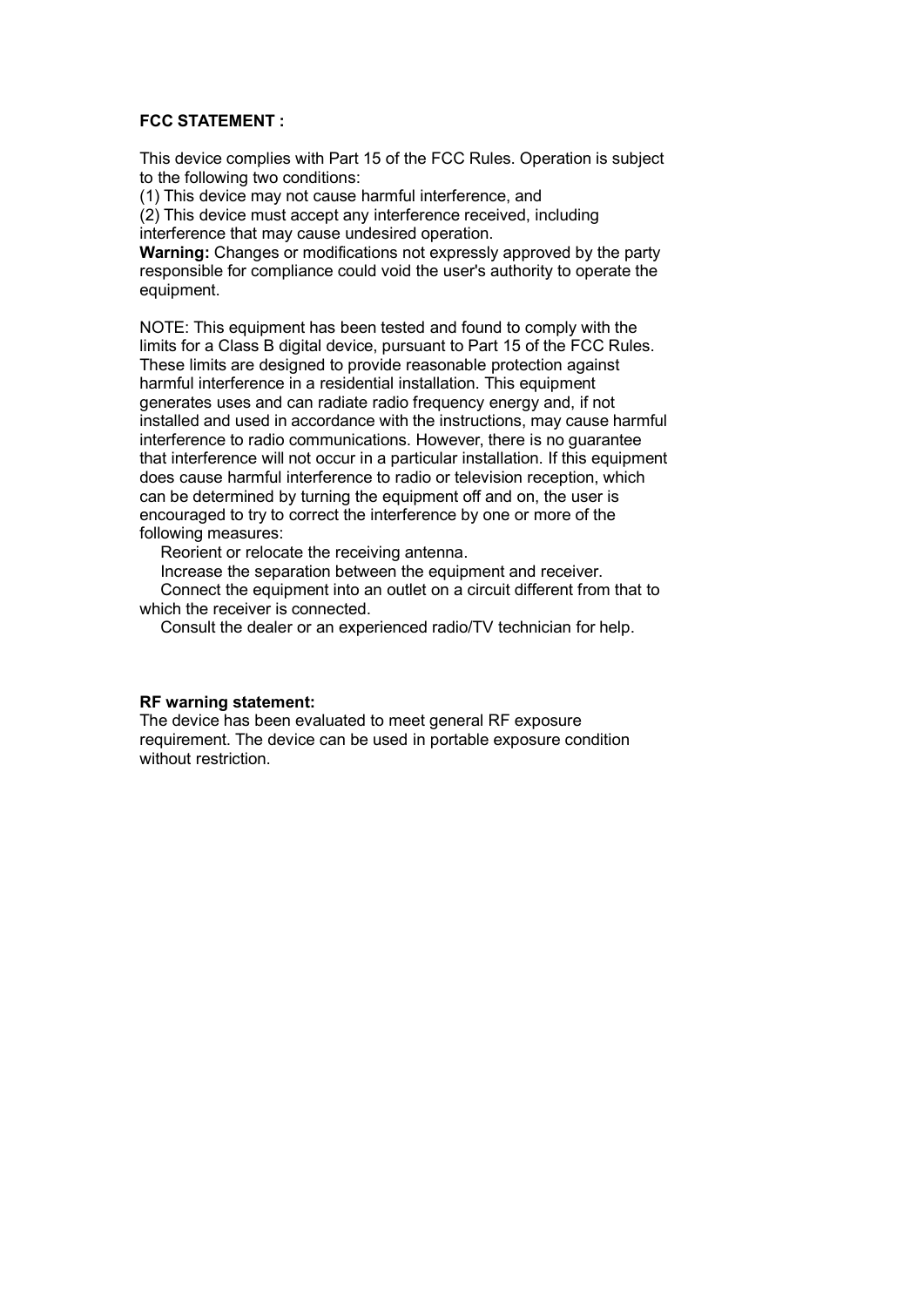**FCC STATEMENT :**

This device complies with Part 15 of the FCC Rules. Operation is subject to the following two conditions:

(1) This device may not cause harmful interference, and

(2) This device must accept any interference received, including interference that may cause undesired operation.

**Warning:** Changes or modifications not expressly approved by the party responsible for compliance could void the user's authority to operate the equipment.

NOTE: This equipment has been tested and found to comply with the limits for a Class B digital device, pursuant to Part 15 of the FCC Rules. These limits are designed to provide reasonable protection against harmful interference in a residential installation. This equipment generates uses and can radiate radio frequency energy and, if not installed and used in accordance with the instructions, may cause harmful interference to radio communications. However, there is no guarantee that interference will not occur in a particular installation. If this equipment does cause harmful interference to radio or television reception, which can be determined by turning the equipment off and on, the user is encouraged to try to correct the interference by one or more of the following measures:

Reorient or relocate the receiving antenna.

Increase the separation between the equipment and receiver.

Connect the equipment into an outlet on a circuit different from that to which the receiver is connected.

Consult the dealer or an experienced radio/TV technician for help.

**RF warning statement:**

The device has been evaluated to meet general RF exposure requirement. The device can be used in portable exposure condition without restriction.